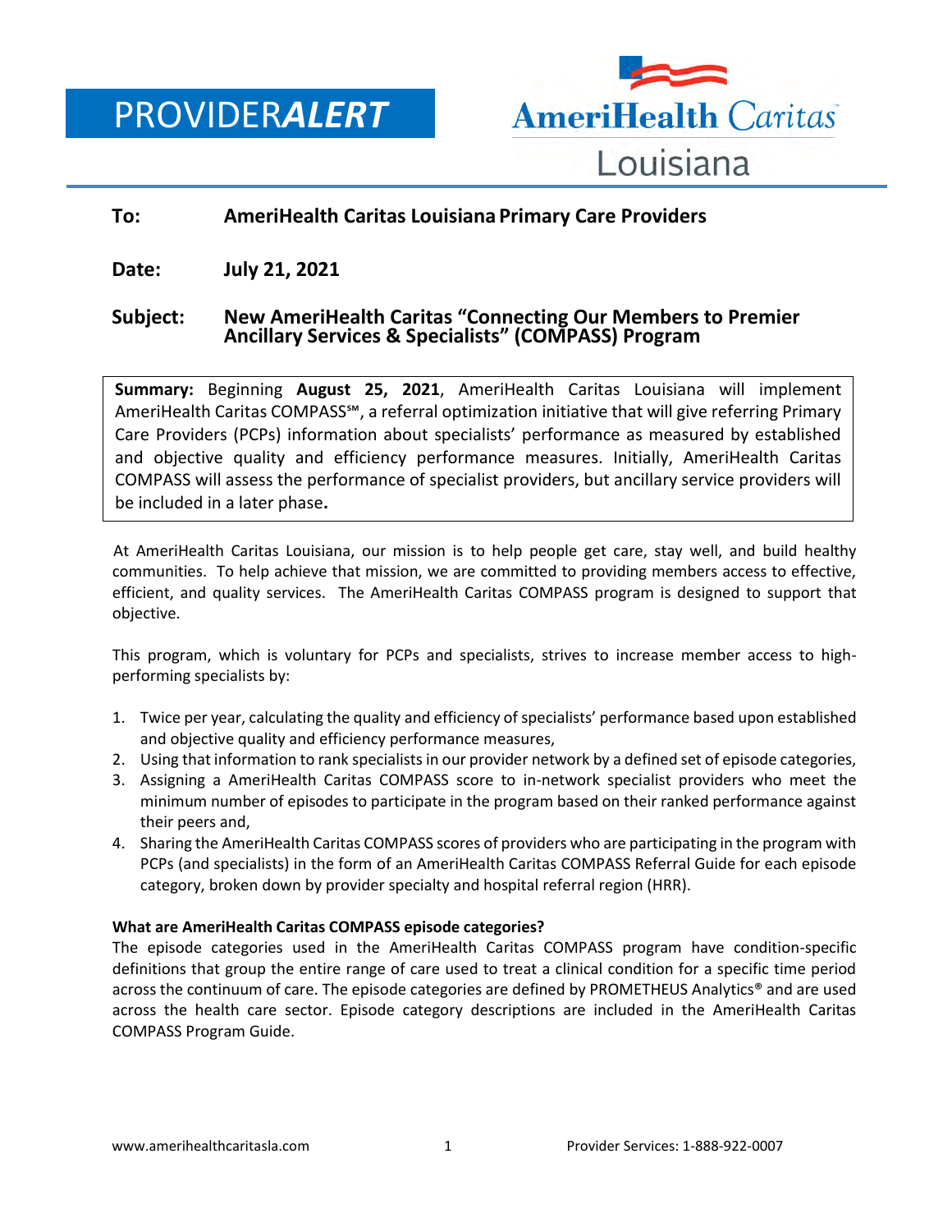PROVIDER**ALERT**

AmeriHealth Caritas Louisiana

**To:** **AmeriHealth Caritas Louisiana Primary Care Providers**

**Date:** **July 21, 2021**

**Subject:** **New AmeriHealth Caritas "Connecting Our Members to Premier Ancillary Services & Specialists" (COMPASS) Program**

**Summary:** Beginning **August 25, 2021**, AmeriHealth Caritas Louisiana will implement AmeriHealth Caritas COMPASS℠, a referral optimization initiative that will give referring Primary Care Providers (PCPs) information about specialists' performance as measured by established and objective quality and efficiency performance measures. Initially, AmeriHealth Caritas COMPASS will assess the performance of specialist providers, but ancillary service providers will be included in a later phase**.**

At AmeriHealth Caritas Louisiana, our mission is to help people get care, stay well, and build healthy communities. To help achieve that mission, we are committed to providing members access to effective, efficient, and quality services. The AmeriHealth Caritas COMPASS program is designed to support that objective.

This program, which is voluntary for PCPs and specialists, strives to increase member access to high-performing specialists by:

1. Twice per year, calculating the quality and efficiency of specialists' performance based upon established and objective quality and efficiency performance measures,
2. Using that information to rank specialists in our provider network by a defined set of episode categories,
3. Assigning a AmeriHealth Caritas COMPASS score to in-network specialist providers who meet the minimum number of episodes to participate in the program based on their ranked performance against their peers and,
4. Sharing the AmeriHealth Caritas COMPASS scores of providers who are participating in the program with PCPs (and specialists) in the form of an AmeriHealth Caritas COMPASS Referral Guide for each episode category, broken down by provider specialty and hospital referral region (HRR).

**What are AmeriHealth Caritas COMPASS episode categories?**

The episode categories used in the AmeriHealth Caritas COMPASS program have condition-specific definitions that group the entire range of care used to treat a clinical condition for a specific time period across the continuum of care. The episode categories are defined by PROMETHEUS Analytics® and are used across the health care sector. Episode category descriptions are included in the AmeriHealth Caritas COMPASS Program Guide.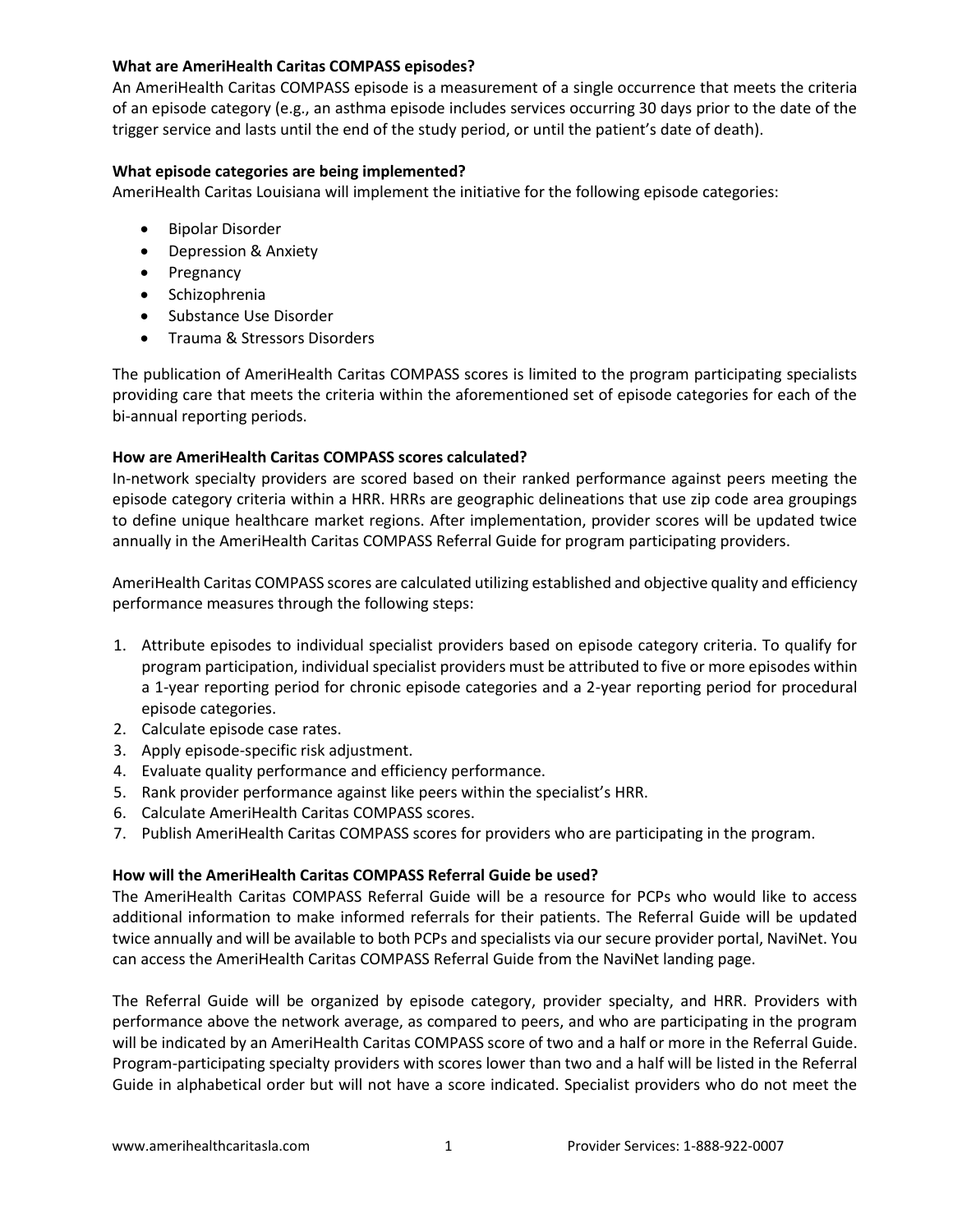**What are AmeriHealth Caritas COMPASS episodes?**
An AmeriHealth Caritas COMPASS episode is a measurement of a single occurrence that meets the criteria of an episode category (e.g., an asthma episode includes services occurring 30 days prior to the date of the trigger service and lasts until the end of the study period, or until the patient's date of death).

**What episode categories are being implemented?**
AmeriHealth Caritas Louisiana will implement the initiative for the following episode categories:

- Bipolar Disorder
- Depression & Anxiety
- Pregnancy
- Schizophrenia
- Substance Use Disorder
- Trauma & Stressors Disorders

The publication of AmeriHealth Caritas COMPASS scores is limited to the program participating specialists providing care that meets the criteria within the aforementioned set of episode categories for each of the bi-annual reporting periods.

**How are AmeriHealth Caritas COMPASS scores calculated?**
In-network specialty providers are scored based on their ranked performance against peers meeting the episode category criteria within a HRR. HRRs are geographic delineations that use zip code area groupings to define unique healthcare market regions. After implementation, provider scores will be updated twice annually in the AmeriHealth Caritas COMPASS Referral Guide for program participating providers.

AmeriHealth Caritas COMPASS scores are calculated utilizing established and objective quality and efficiency performance measures through the following steps:

1. Attribute episodes to individual specialist providers based on episode category criteria. To qualify for program participation, individual specialist providers must be attributed to five or more episodes within a 1-year reporting period for chronic episode categories and a 2-year reporting period for procedural episode categories.
2. Calculate episode case rates.
3. Apply episode-specific risk adjustment.
4. Evaluate quality performance and efficiency performance.
5. Rank provider performance against like peers within the specialist's HRR.
6. Calculate AmeriHealth Caritas COMPASS scores.
7. Publish AmeriHealth Caritas COMPASS scores for providers who are participating in the program.

**How will the AmeriHealth Caritas COMPASS Referral Guide be used?**
The AmeriHealth Caritas COMPASS Referral Guide will be a resource for PCPs who would like to access additional information to make informed referrals for their patients. The Referral Guide will be updated twice annually and will be available to both PCPs and specialists via our secure provider portal, NaviNet. You can access the AmeriHealth Caritas COMPASS Referral Guide from the NaviNet landing page.

The Referral Guide will be organized by episode category, provider specialty, and HRR. Providers with performance above the network average, as compared to peers, and who are participating in the program will be indicated by an AmeriHealth Caritas COMPASS score of two and a half or more in the Referral Guide. Program-participating specialty providers with scores lower than two and a half will be listed in the Referral Guide in alphabetical order but will not have a score indicated. Specialist providers who do not meet the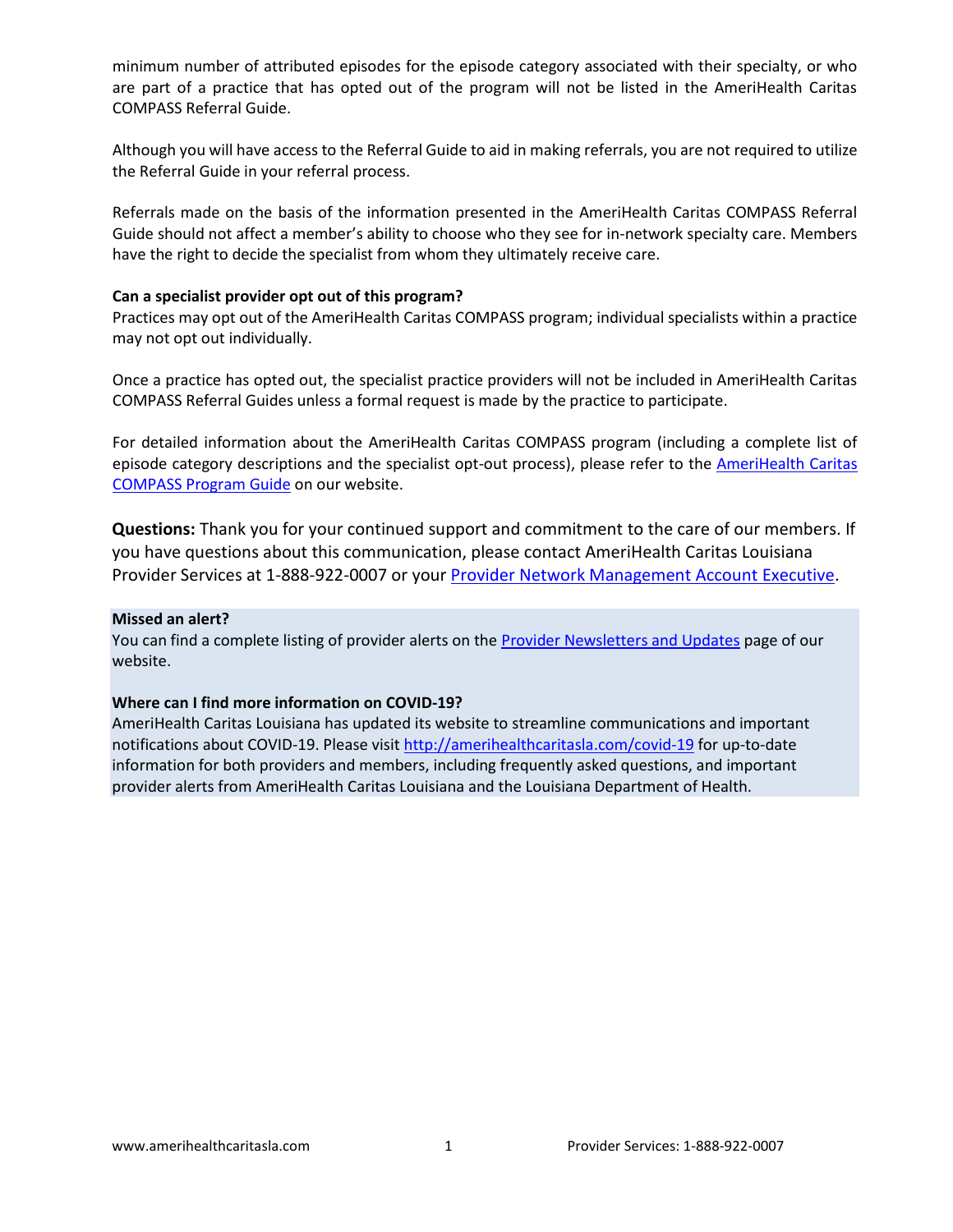minimum number of attributed episodes for the episode category associated with their specialty, or who are part of a practice that has opted out of the program will not be listed in the AmeriHealth Caritas COMPASS Referral Guide.

Although you will have access to the Referral Guide to aid in making referrals, you are not required to utilize the Referral Guide in your referral process.

Referrals made on the basis of the information presented in the AmeriHealth Caritas COMPASS Referral Guide should not affect a member's ability to choose who they see for in-network specialty care. Members have the right to decide the specialist from whom they ultimately receive care.

**Can a specialist provider opt out of this program?**
Practices may opt out of the AmeriHealth Caritas COMPASS program; individual specialists within a practice may not opt out individually.

Once a practice has opted out, the specialist practice providers will not be included in AmeriHealth Caritas COMPASS Referral Guides unless a formal request is made by the practice to participate.

For detailed information about the AmeriHealth Caritas COMPASS program (including a complete list of episode category descriptions and the specialist opt-out process), please refer to the AmeriHealth Caritas COMPASS Program Guide on our website.

**Questions:** Thank you for your continued support and commitment to the care of our members. If you have questions about this communication, please contact AmeriHealth Caritas Louisiana Provider Services at 1-888-922-0007 or your Provider Network Management Account Executive.

**Missed an alert?**
You can find a complete listing of provider alerts on the Provider Newsletters and Updates page of our website.

**Where can I find more information on COVID-19?**
AmeriHealth Caritas Louisiana has updated its website to streamline communications and important notifications about COVID-19. Please visit http://amerihealthcaritasla.com/covid-19 for up-to-date information for both providers and members, including frequently asked questions, and important provider alerts from AmeriHealth Caritas Louisiana and the Louisiana Department of Health.